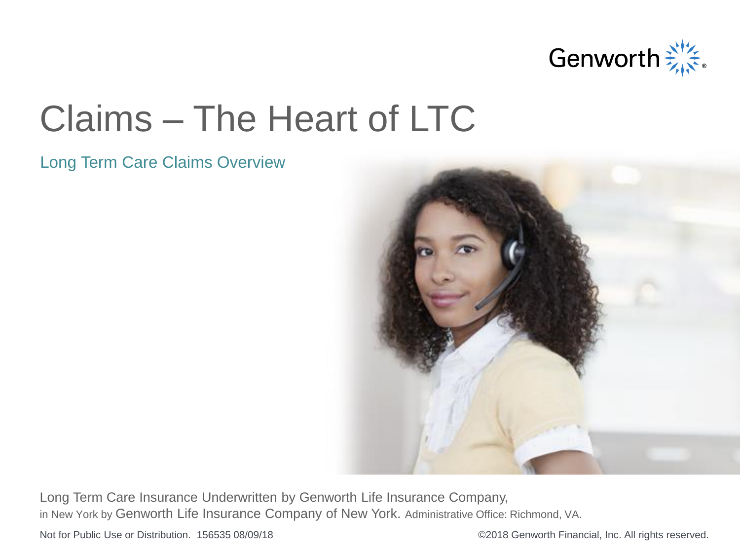Genworth

# Claims – The Heart of LTC

## Long Term Care Claims Overview

Long Term Care Insurance Underwritten by Genworth Life Insurance Company, in New York by Genworth Life Insurance Company of New York. Administrative Office: Richmond, VA.

Not for Public Use or Distribution. 156535 08/09/18

©2018 Genworth Financial, Inc. All rights reserved.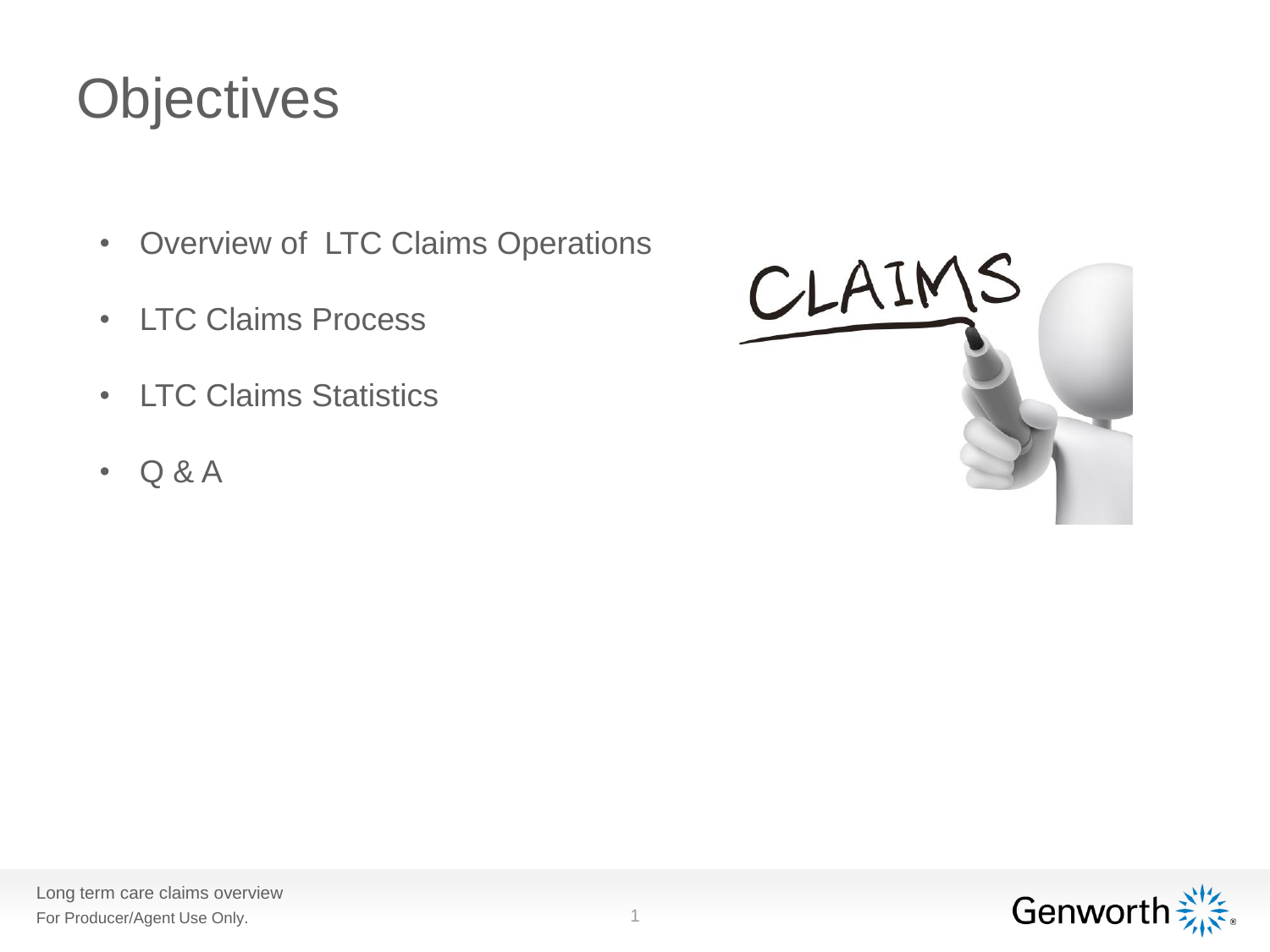# Objectives

- Overview of LTC Claims Operations
- LTC Claims Process
- LTC Claims Statistics
- Q & A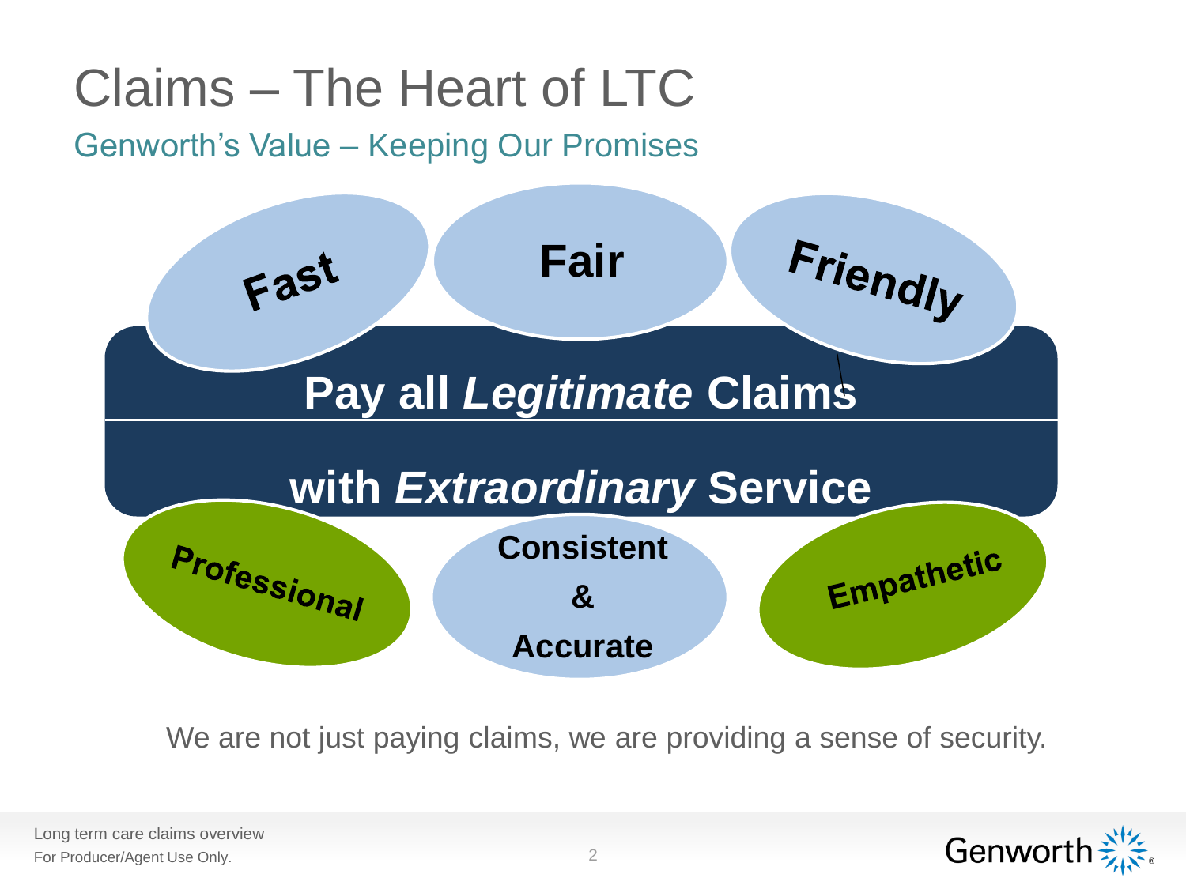# Claims – The Heart of LTC

## Genworth's Value – Keeping Our Promises

Fast

Fair

Friendly

**Pay all *Legitimate* Claims**

**with *Extraordinary* Service**

Professional

**Consistent**

**&**

**Accurate**

Empathetic

We are not just paying claims, we are providing a sense of security.

Long term care claims overview
For Producer/Agent Use Only.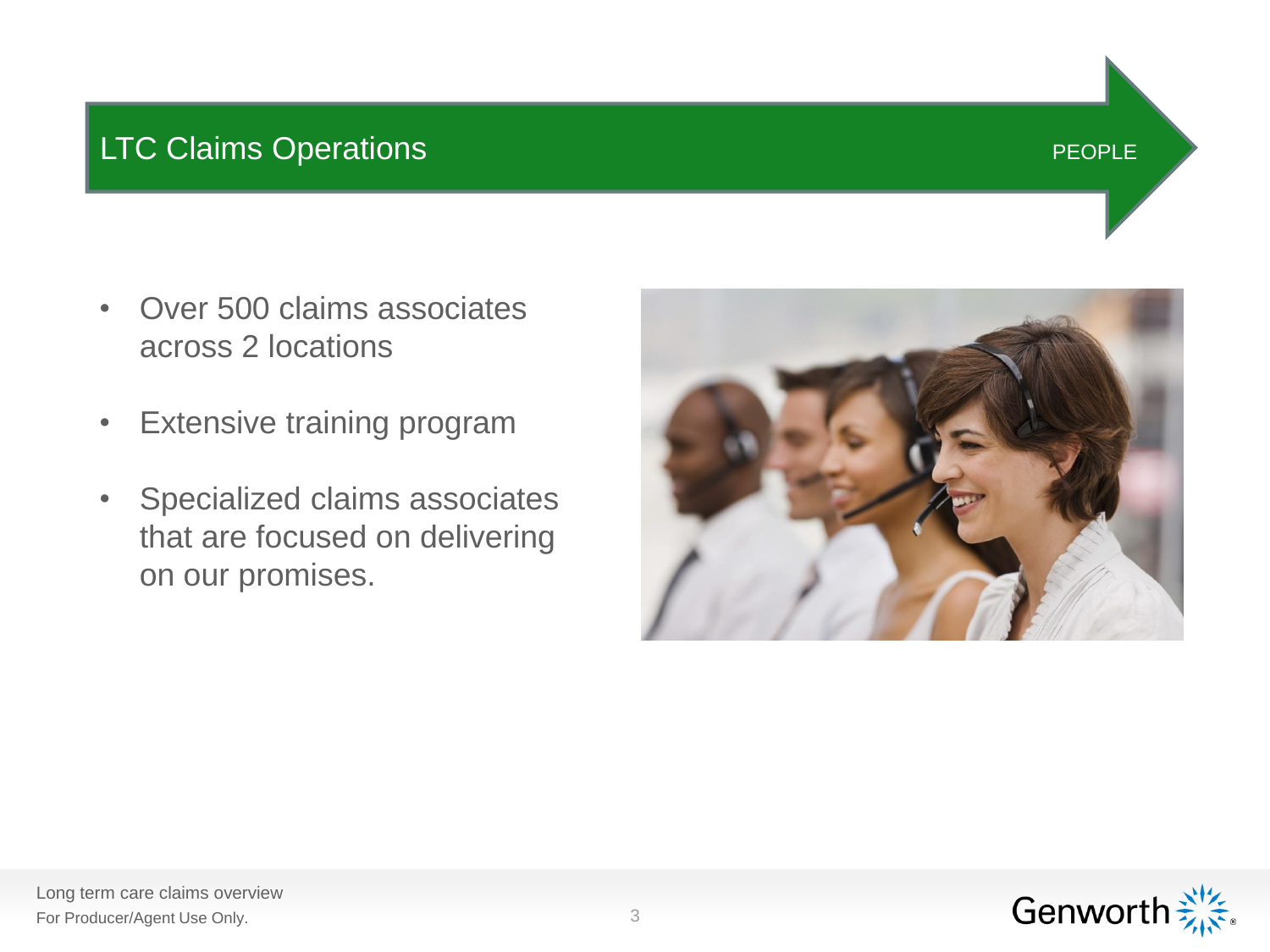# LTC Claims Operations

PEOPLE

- Over 500 claims associates across 2 locations
- Extensive training program
- Specialized claims associates that are focused on delivering on our promises.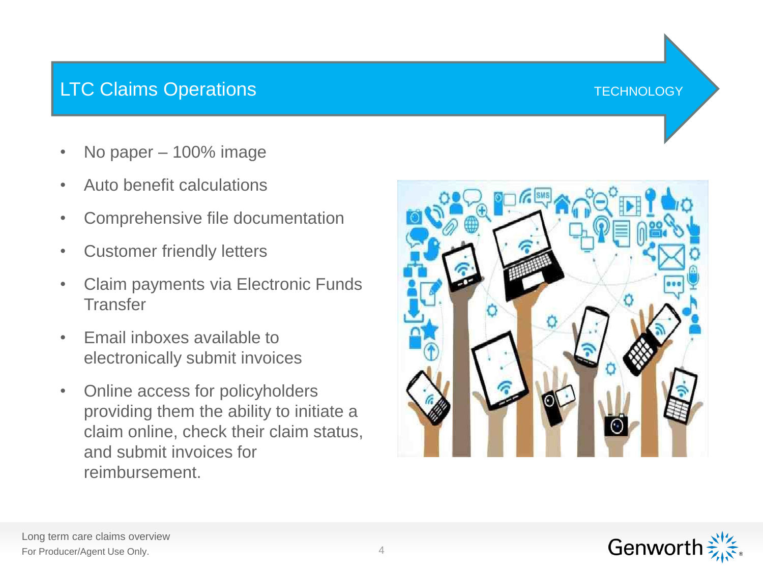# LTC Claims Operations

TECHNOLOGY

- No paper – 100% image
- Auto benefit calculations
- Comprehensive file documentation
- Customer friendly letters
- Claim payments via Electronic Funds Transfer
- Email inboxes available to electronically submit invoices
- Online access for policyholders providing them the ability to initiate a claim online, check their claim status, and submit invoices for reimbursement.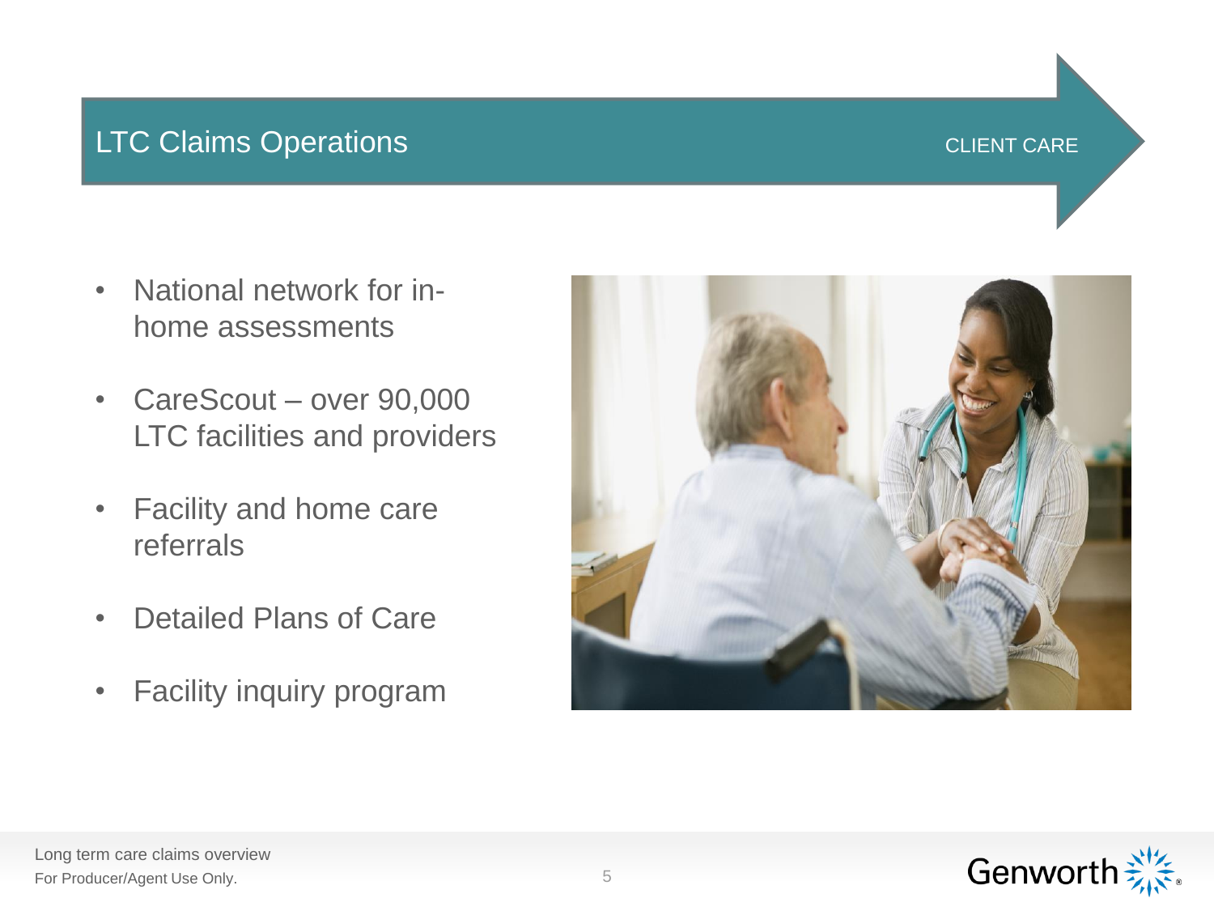# LTC Claims Operations

CLIENT CARE

- National network for in-home assessments
- CareScout – over 90,000 LTC facilities and providers
- Facility and home care referrals
- Detailed Plans of Care
- Facility inquiry program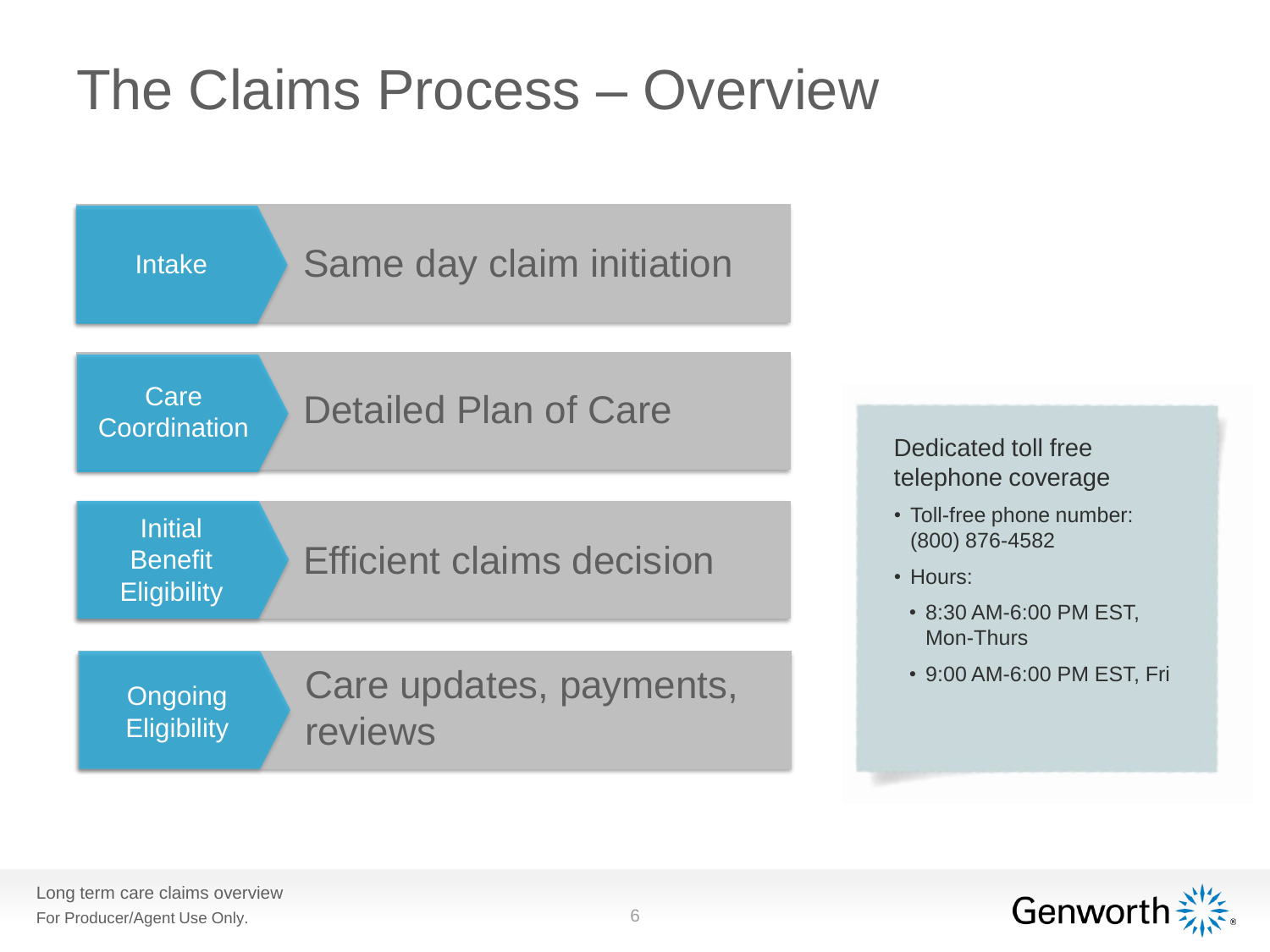# The Claims Process – Overview

| Stage | Description |
| --- | --- |
| Intake | Same day claim initiation |
| Care Coordination | Detailed Plan of Care |
| Initial Benefit Eligibility | Efficient claims decision |
| Ongoing Eligibility | Care updates, payments, reviews |

Dedicated toll free telephone coverage

- Toll-free phone number: (800) 876-4582
- Hours:
  - 8:30 AM-6:00 PM EST, Mon-Thurs
  - 9:00 AM-6:00 PM EST, Fri

Long term care claims overview
For Producer/Agent Use Only.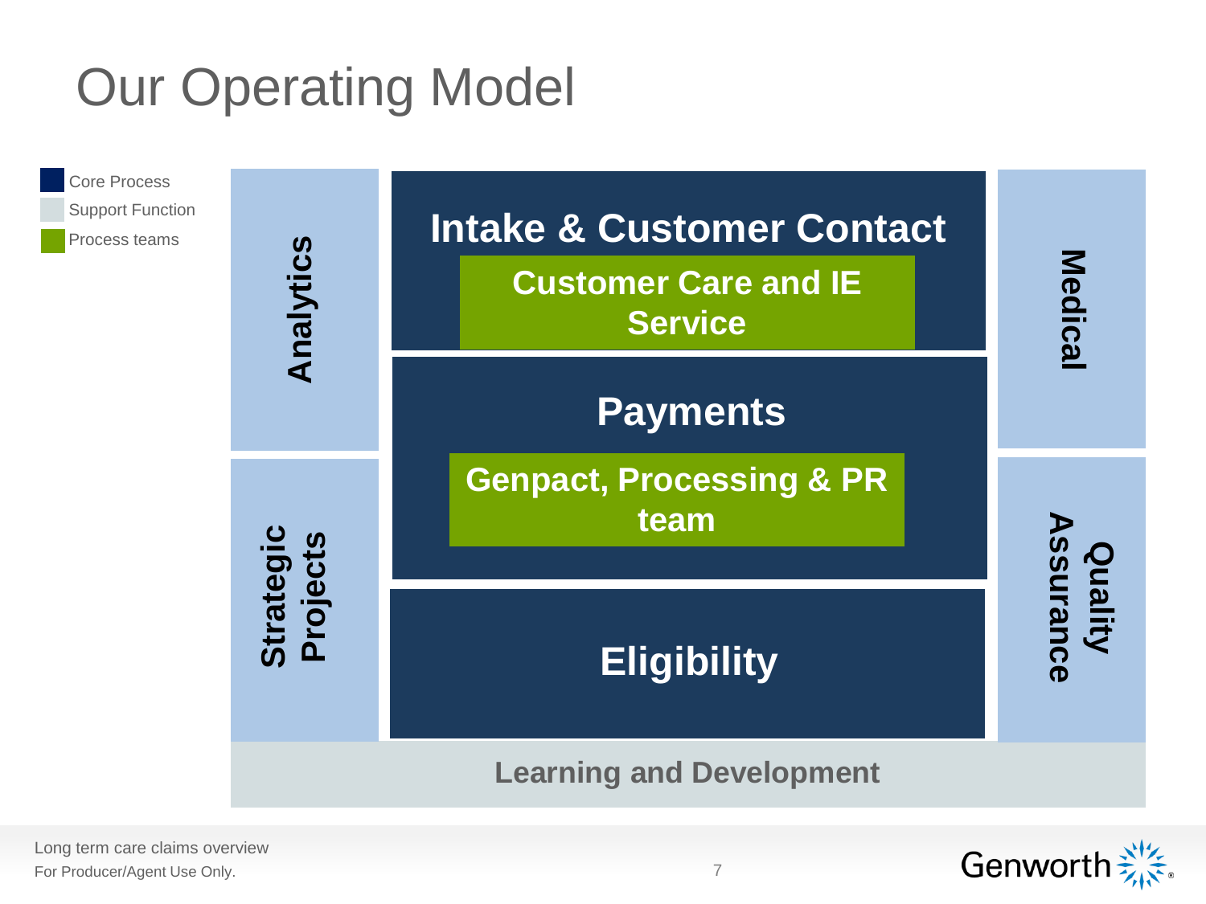# Our Operating Model

- Core Process
- Support Function
- Process teams

**Analytics**

**Intake & Customer Contact**

**Customer Care and IE Service**

**Medical**

**Payments**

**Genpact, Processing & PR team**

**Strategic Projects**

**Quality Assurance**

**Eligibility**

**Learning and Development**

Long term care claims overview
For Producer/Agent Use Only.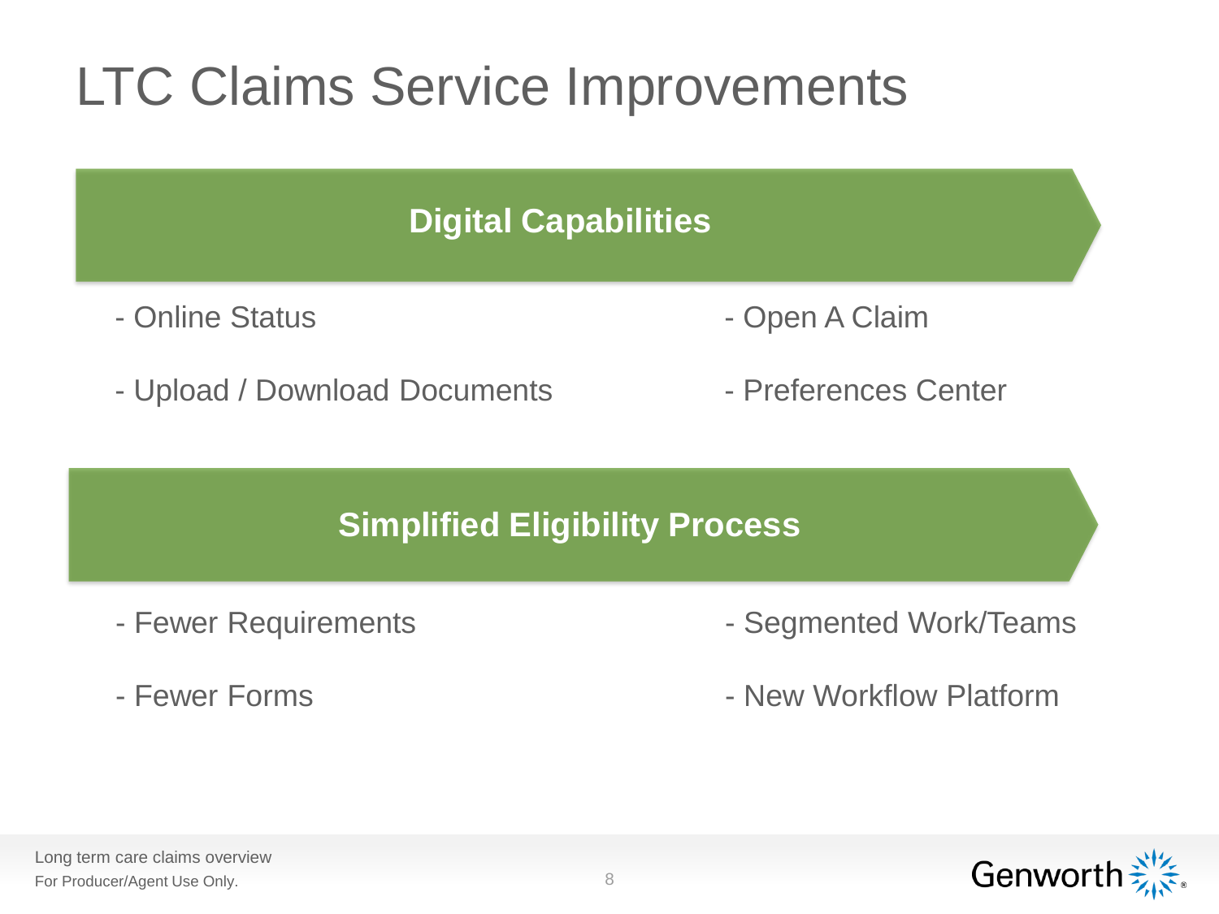# LTC Claims Service Improvements

## Digital Capabilities

- Online Status
- Upload / Download Documents
- Open A Claim
- Preferences Center

## Simplified Eligibility Process

- Fewer Requirements
- Fewer Forms
- Segmented Work/Teams
- New Workflow Platform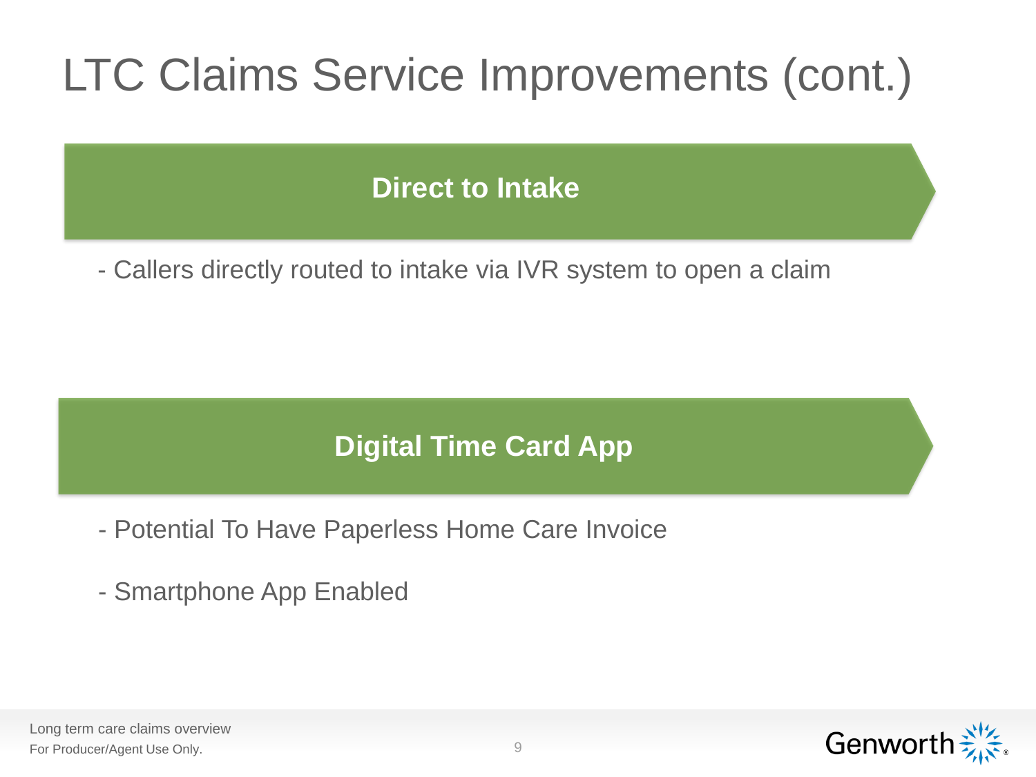# LTC Claims Service Improvements (cont.)

## Direct to Intake

- Callers directly routed to intake via IVR system to open a claim

## Digital Time Card App

- Potential To Have Paperless Home Care Invoice
- Smartphone App Enabled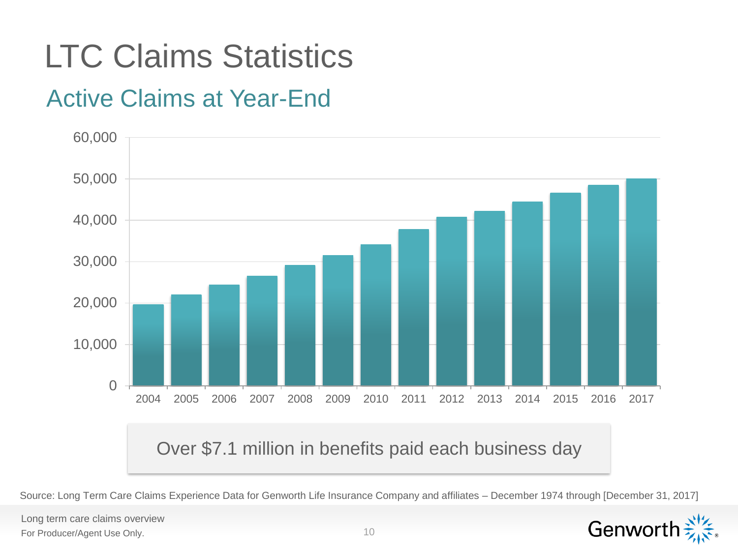# LTC Claims Statistics

## Active Claims at Year-End

Over $7.1 million in benefits paid each business day

Source: Long Term Care Claims Experience Data for Genworth Life Insurance Company and affiliates – December 1974 through [December 31, 2017]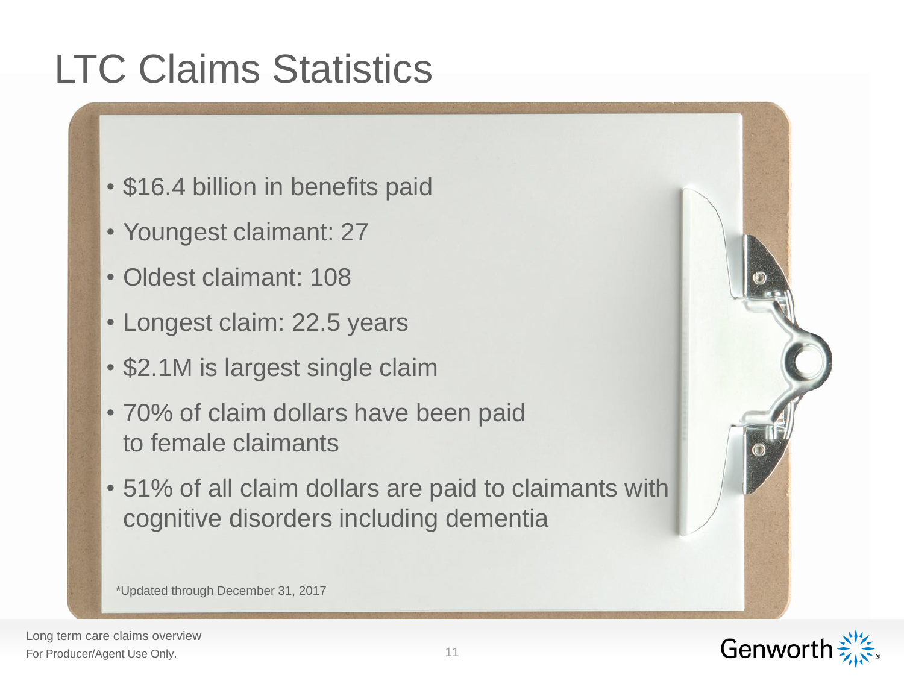# LTC Claims Statistics

- $16.4 billion in benefits paid
- Youngest claimant: 27
- Oldest claimant: 108
- Longest claim: 22.5 years
- $2.1M is largest single claim
- 70% of claim dollars have been paid to female claimants
- 51% of all claim dollars are paid to claimants with cognitive disorders including dementia

*Updated through December 31, 2017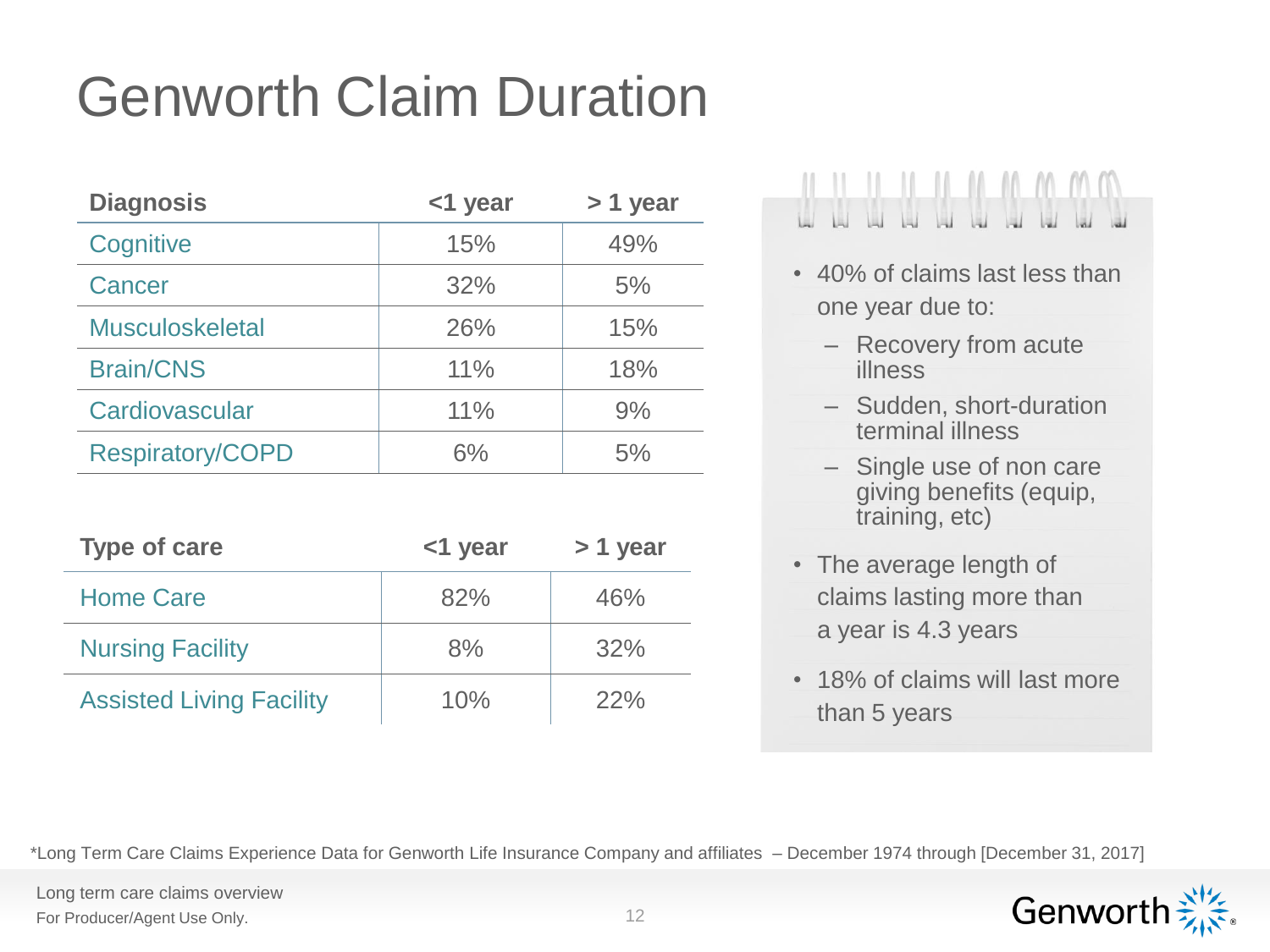# Genworth Claim Duration

| Diagnosis | <1 year | > 1 year |
|---|---|---|
| Cognitive | 15% | 49% |
| Cancer | 32% | 5% |
| Musculoskeletal | 26% | 15% |
| Brain/CNS | 11% | 18% |
| Cardiovascular | 11% | 9% |
| Respiratory/COPD | 6% | 5% |

| Type of care | <1 year | > 1 year |
|---|---|---|
| Home Care | 82% | 46% |
| Nursing Facility | 8% | 32% |
| Assisted Living Facility | 10% | 22% |

- 40% of claims last less than one year due to:
  - Recovery from acute illness
  - Sudden, short-duration terminal illness
  - Single use of non care giving benefits (equip, training, etc)
- The average length of claims lasting more than a year is 4.3 years
- 18% of claims will last more than 5 years

*Long Term Care Claims Experience Data for Genworth Life Insurance Company and affiliates – December 1974 through [December 31, 2017]

Long term care claims overview
For Producer/Agent Use Only.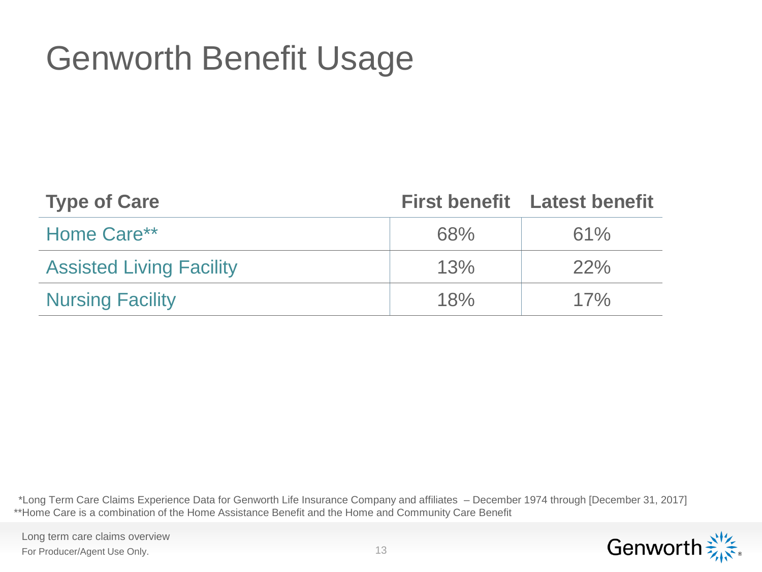# Genworth Benefit Usage

| Type of Care | First benefit | Latest benefit |
|---|---|---|
| Home Care** | 68% | 61% |
| Assisted Living Facility | 13% | 22% |
| Nursing Facility | 18% | 17% |

*Long Term Care Claims Experience Data for Genworth Life Insurance Company and affiliates – December 1974 through [December 31, 2017]
**Home Care is a combination of the Home Assistance Benefit and the Home and Community Care Benefit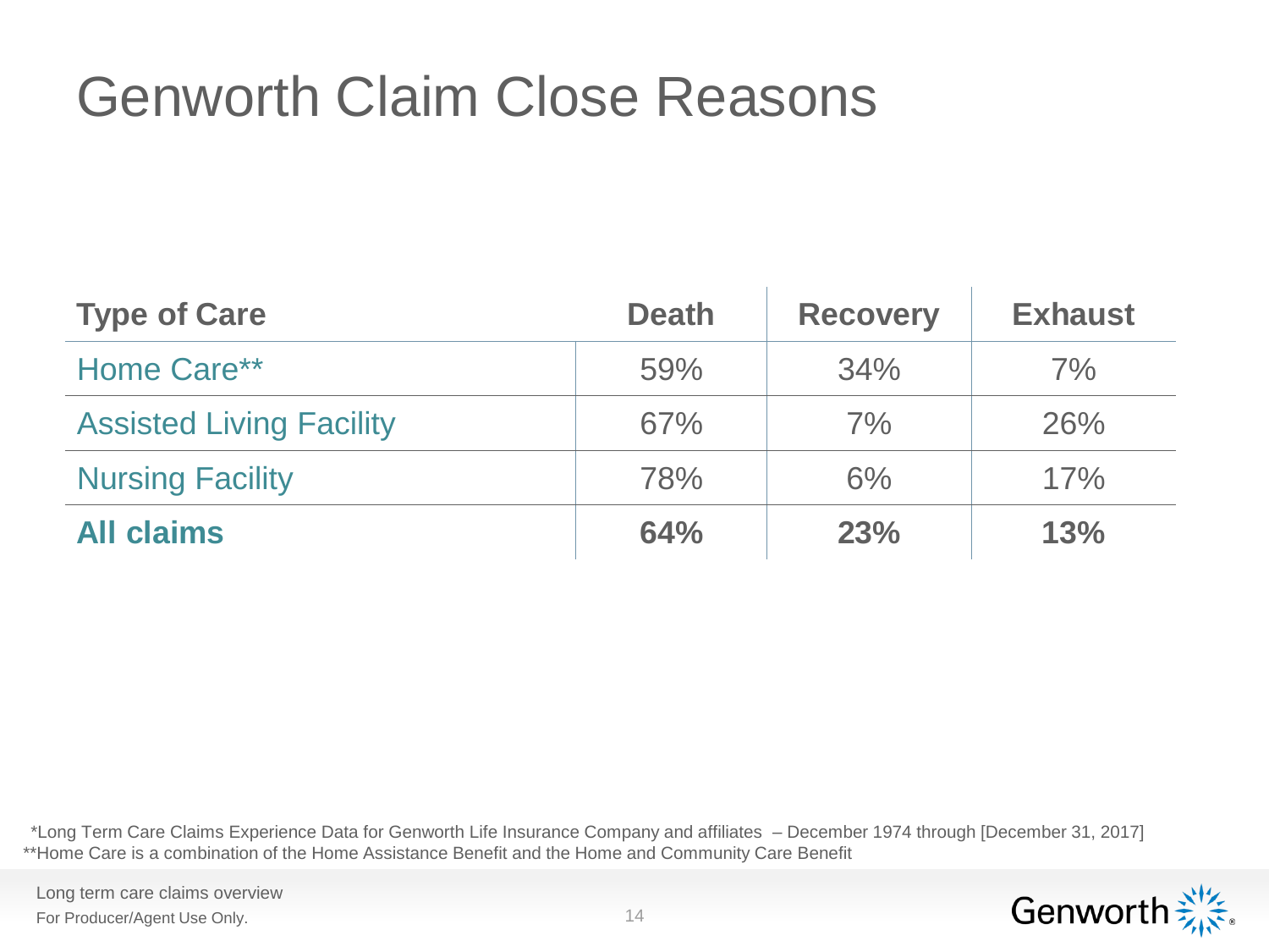# Genworth Claim Close Reasons

| Type of Care | Death | Recovery | Exhaust |
|---|---|---|---|
| Home Care** | 59% | 34% | 7% |
| Assisted Living Facility | 67% | 7% | 26% |
| Nursing Facility | 78% | 6% | 17% |
| **All claims** | **64%** | **23%** | **13%** |

*Long Term Care Claims Experience Data for Genworth Life Insurance Company and affiliates – December 1974 through [December 31, 2017]

**Home Care is a combination of the Home Assistance Benefit and the Home and Community Care Benefit

For Producer/Agent Use Only.